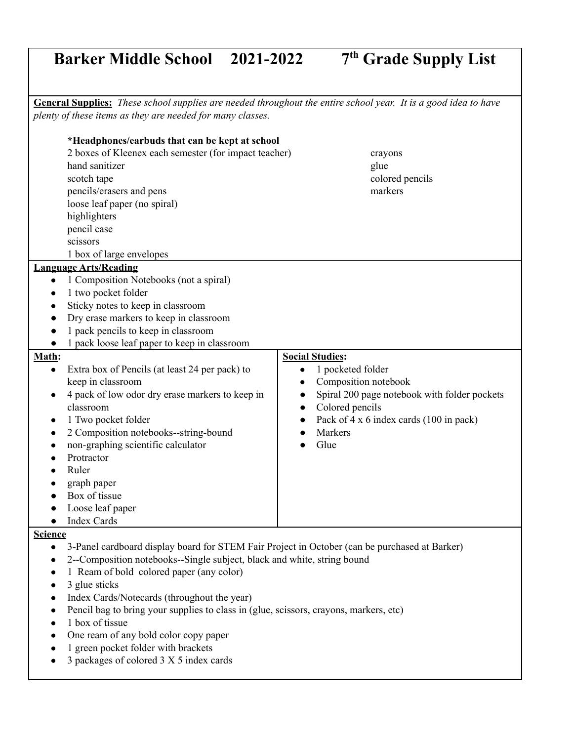# Barker Middle School 2021-2022 7th Grade Supply List

**General Supplies:** *These school supplies are needed throughout the entire school year. It is a good idea to have plenty of these items as they are needed for many classes.*

**\*Headphones/earbuds that can be kept at school**

2 boxes of Kleenex each semester (for impact teacher)
hand sanitizer
scotch tape
pencils/erasers and pens
loose leaf paper (no spiral)
highlighters
pencil case
scissors
1 box of large envelopes
crayons
glue
colored pencils
markers

**Language Arts/Reading**

- 1 Composition Notebooks (not a spiral)
- 1 two pocket folder
- Sticky notes to keep in classroom
- Dry erase markers to keep in classroom
- 1 pack pencils to keep in classroom
- 1 pack loose leaf paper to keep in classroom

**Math:**

- Extra box of Pencils (at least 24 per pack) to keep in classroom
- 4 pack of low odor dry erase markers to keep in classroom
- 1 Two pocket folder
- 2 Composition notebooks--string-bound
- non-graphing scientific calculator
- Protractor
- Ruler
- graph paper
- Box of tissue
- Loose leaf paper
- Index Cards

**Social Studies:**

- 1 pocketed folder
- Composition notebook
- Spiral 200 page notebook with folder pockets
- Colored pencils
- Pack of 4 x 6 index cards (100 in pack)
- Markers
- Glue

**Science**

- 3-Panel cardboard display board for STEM Fair Project in October (can be purchased at Barker)
- 2--Composition notebooks--Single subject, black and white, string bound
- 1 Ream of bold colored paper (any color)
- 3 glue sticks
- Index Cards/Notecards (throughout the year)
- Pencil bag to bring your supplies to class in (glue, scissors, crayons, markers, etc)
- 1 box of tissue
- One ream of any bold color copy paper
- 1 green pocket folder with brackets
- 3 packages of colored 3 X 5 index cards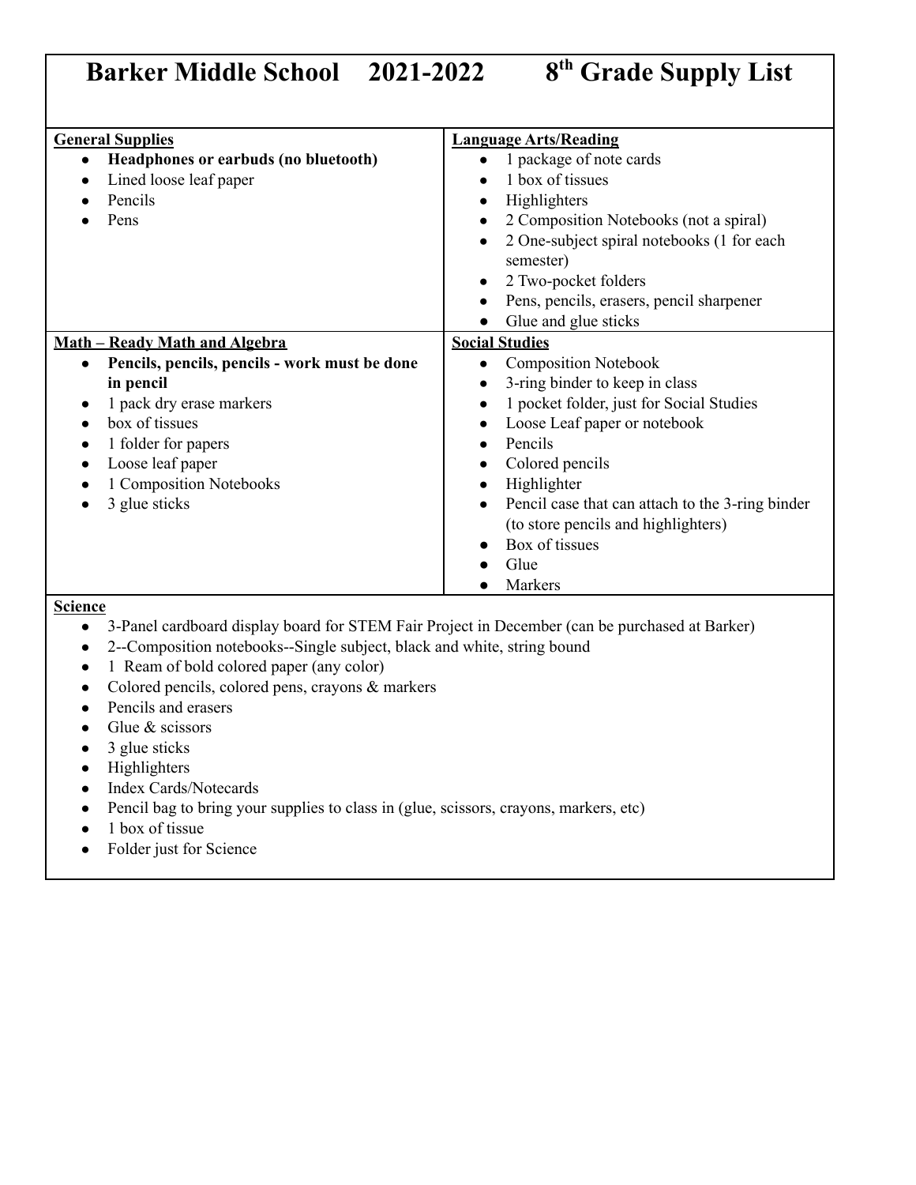# Barker Middle School 2021-2022 8th Grade Supply List

**General Supplies**

- **Headphones or earbuds (no bluetooth)**
- Lined loose leaf paper
- Pencils
- Pens

**Language Arts/Reading**

- 1 package of note cards
- 1 box of tissues
- Highlighters
- 2 Composition Notebooks (not a spiral)
- 2 One-subject spiral notebooks (1 for each semester)
- 2 Two-pocket folders
- Pens, pencils, erasers, pencil sharpener
- Glue and glue sticks

**Math – Ready Math and Algebra**

- **Pencils, pencils, pencils - work must be done in pencil**
- 1 pack dry erase markers
- box of tissues
- 1 folder for papers
- Loose leaf paper
- 1 Composition Notebooks
- 3 glue sticks

**Social Studies**

- Composition Notebook
- 3-ring binder to keep in class
- 1 pocket folder, just for Social Studies
- Loose Leaf paper or notebook
- Pencils
- Colored pencils
- Highlighter
- Pencil case that can attach to the 3-ring binder (to store pencils and highlighters)
- Box of tissues
- Glue
- Markers

**Science**

- 3-Panel cardboard display board for STEM Fair Project in December (can be purchased at Barker)
- 2--Composition notebooks--Single subject, black and white, string bound
- 1 Ream of bold colored paper (any color)
- Colored pencils, colored pens, crayons & markers
- Pencils and erasers
- Glue & scissors
- 3 glue sticks
- Highlighters
- Index Cards/Notecards
- Pencil bag to bring your supplies to class in (glue, scissors, crayons, markers, etc)
- 1 box of tissue
- Folder just for Science